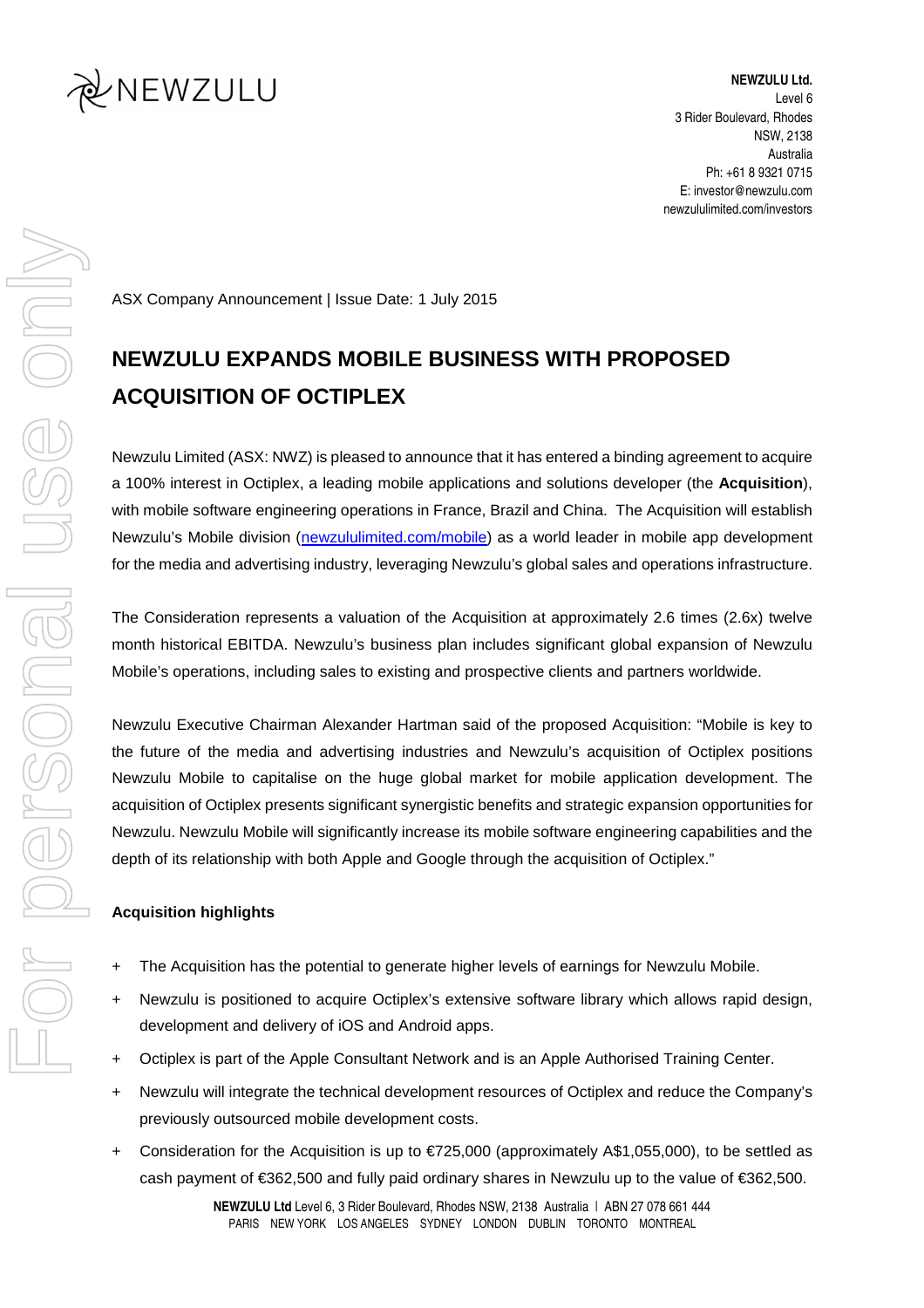**NEWZULU Ltd.**
Level 6
3 Rider Boulevard, Rhodes
NSW, 2138
Australia
Ph: +61 8 9321 0715
E: investor@newzulu.com
newzululimited.com/investors

ASX Company Announcement | Issue Date: 1 July 2015

# NEWZULU EXPANDS MOBILE BUSINESS WITH PROPOSED ACQUISITION OF OCTIPLEX

Newzulu Limited (ASX: NWZ) is pleased to announce that it has entered a binding agreement to acquire a 100% interest in Octiplex, a leading mobile applications and solutions developer (the **Acquisition**), with mobile software engineering operations in France, Brazil and China. The Acquisition will establish Newzulu's Mobile division (newzululimited.com/mobile) as a world leader in mobile app development for the media and advertising industry, leveraging Newzulu's global sales and operations infrastructure.

The Consideration represents a valuation of the Acquisition at approximately 2.6 times (2.6x) twelve month historical EBITDA. Newzulu's business plan includes significant global expansion of Newzulu Mobile's operations, including sales to existing and prospective clients and partners worldwide.

Newzulu Executive Chairman Alexander Hartman said of the proposed Acquisition: "Mobile is key to the future of the media and advertising industries and Newzulu's acquisition of Octiplex positions Newzulu Mobile to capitalise on the huge global market for mobile application development. The acquisition of Octiplex presents significant synergistic benefits and strategic expansion opportunities for Newzulu. Newzulu Mobile will significantly increase its mobile software engineering capabilities and the depth of its relationship with both Apple and Google through the acquisition of Octiplex."

**Acquisition highlights**

+ The Acquisition has the potential to generate higher levels of earnings for Newzulu Mobile.
+ Newzulu is positioned to acquire Octiplex's extensive software library which allows rapid design, development and delivery of iOS and Android apps.
+ Octiplex is part of the Apple Consultant Network and is an Apple Authorised Training Center.
+ Newzulu will integrate the technical development resources of Octiplex and reduce the Company's previously outsourced mobile development costs.
+ Consideration for the Acquisition is up to €725,000 (approximately A$1,055,000), to be settled as cash payment of €362,500 and fully paid ordinary shares in Newzulu up to the value of €362,500.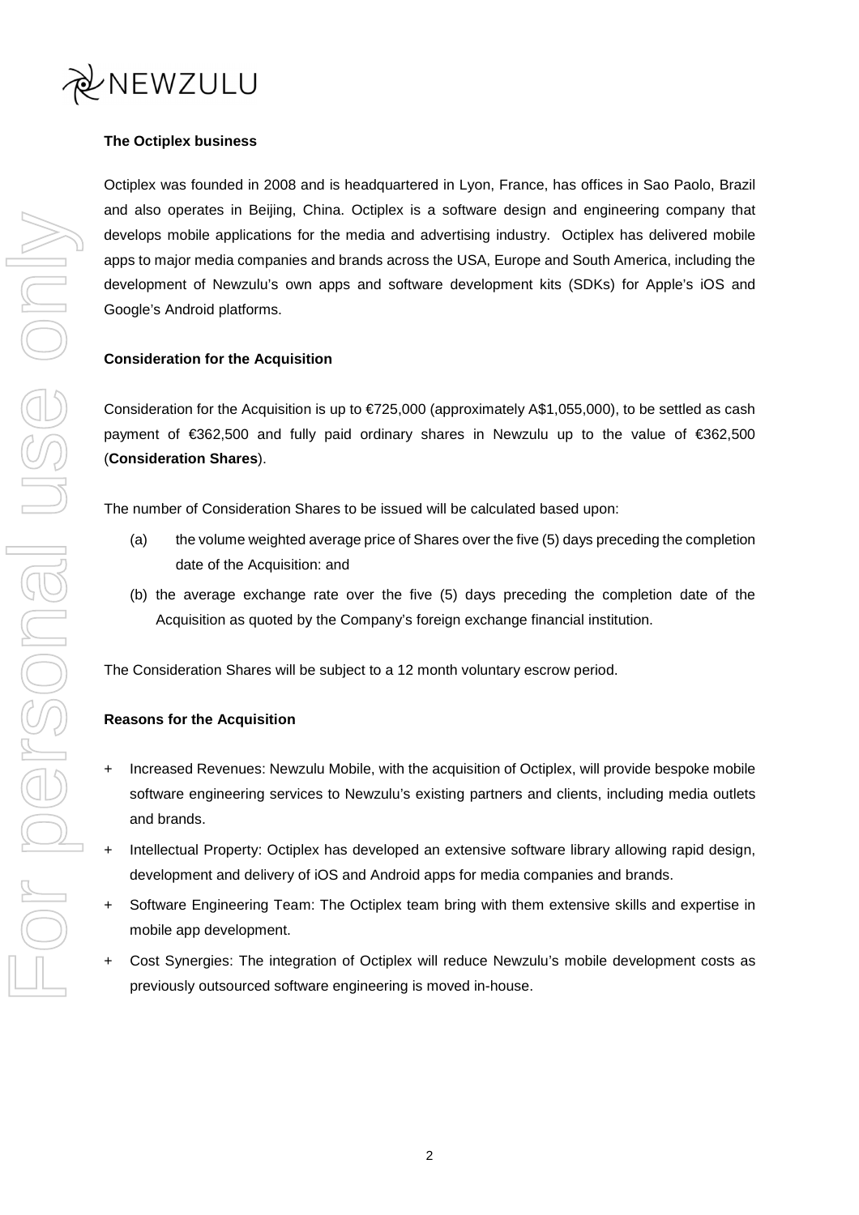### The Octiplex business

Octiplex was founded in 2008 and is headquartered in Lyon, France, has offices in Sao Paolo, Brazil and also operates in Beijing, China. Octiplex is a software design and engineering company that develops mobile applications for the media and advertising industry. Octiplex has delivered mobile apps to major media companies and brands across the USA, Europe and South America, including the development of Newzulu's own apps and software development kits (SDKs) for Apple's iOS and Google's Android platforms.

### Consideration for the Acquisition

Consideration for the Acquisition is up to €725,000 (approximately A$1,055,000), to be settled as cash payment of €362,500 and fully paid ordinary shares in Newzulu up to the value of €362,500 (**Consideration Shares**).

The number of Consideration Shares to be issued will be calculated based upon:

(a) the volume weighted average price of Shares over the five (5) days preceding the completion date of the Acquisition: and

(b) the average exchange rate over the five (5) days preceding the completion date of the Acquisition as quoted by the Company's foreign exchange financial institution.

The Consideration Shares will be subject to a 12 month voluntary escrow period.

### Reasons for the Acquisition

+ Increased Revenues: Newzulu Mobile, with the acquisition of Octiplex, will provide bespoke mobile software engineering services to Newzulu's existing partners and clients, including media outlets and brands.
+ Intellectual Property: Octiplex has developed an extensive software library allowing rapid design, development and delivery of iOS and Android apps for media companies and brands.
+ Software Engineering Team: The Octiplex team bring with them extensive skills and expertise in mobile app development.
+ Cost Synergies: The integration of Octiplex will reduce Newzulu's mobile development costs as previously outsourced software engineering is moved in-house.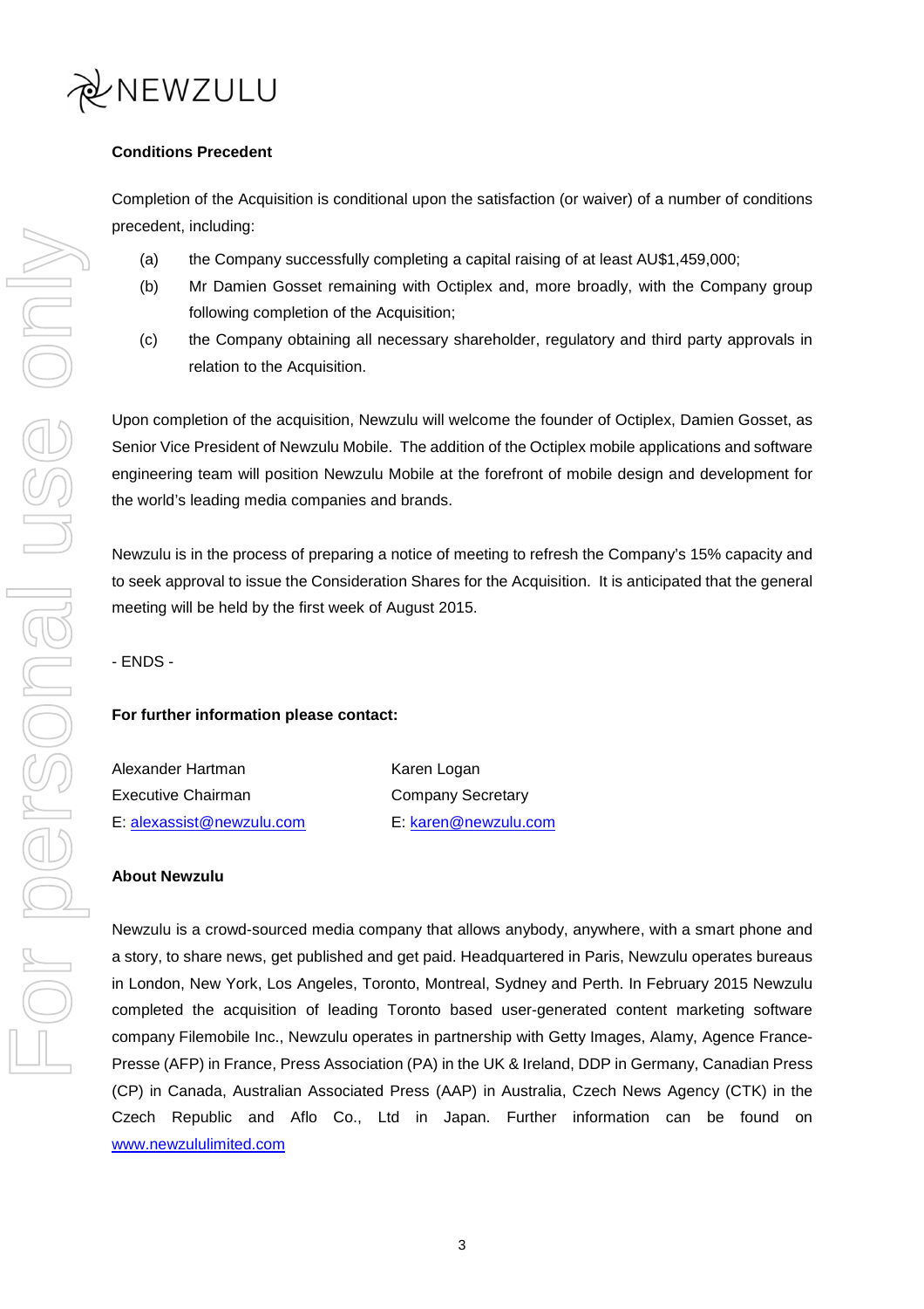**Conditions Precedent**

Completion of the Acquisition is conditional upon the satisfaction (or waiver) of a number of conditions precedent, including:

(a) the Company successfully completing a capital raising of at least AU$1,459,000;

(b) Mr Damien Gosset remaining with Octiplex and, more broadly, with the Company group following completion of the Acquisition;

(c) the Company obtaining all necessary shareholder, regulatory and third party approvals in relation to the Acquisition.

Upon completion of the acquisition, Newzulu will welcome the founder of Octiplex, Damien Gosset, as Senior Vice President of Newzulu Mobile. The addition of the Octiplex mobile applications and software engineering team will position Newzulu Mobile at the forefront of mobile design and development for the world's leading media companies and brands.

Newzulu is in the process of preparing a notice of meeting to refresh the Company's 15% capacity and to seek approval to issue the Consideration Shares for the Acquisition. It is anticipated that the general meeting will be held by the first week of August 2015.

- ENDS -

**For further information please contact:**

Alexander Hartman
Executive Chairman
E: alexassist@newzulu.com

Karen Logan
Company Secretary
E: karen@newzulu.com

**About Newzulu**

Newzulu is a crowd-sourced media company that allows anybody, anywhere, with a smart phone and a story, to share news, get published and get paid. Headquartered in Paris, Newzulu operates bureaus in London, New York, Los Angeles, Toronto, Montreal, Sydney and Perth. In February 2015 Newzulu completed the acquisition of leading Toronto based user-generated content marketing software company Filemobile Inc., Newzulu operates in partnership with Getty Images, Alamy, Agence France-Presse (AFP) in France, Press Association (PA) in the UK & Ireland, DDP in Germany, Canadian Press (CP) in Canada, Australian Associated Press (AAP) in Australia, Czech News Agency (CTK) in the Czech Republic and Aflo Co., Ltd in Japan. Further information can be found on www.newzululimited.com